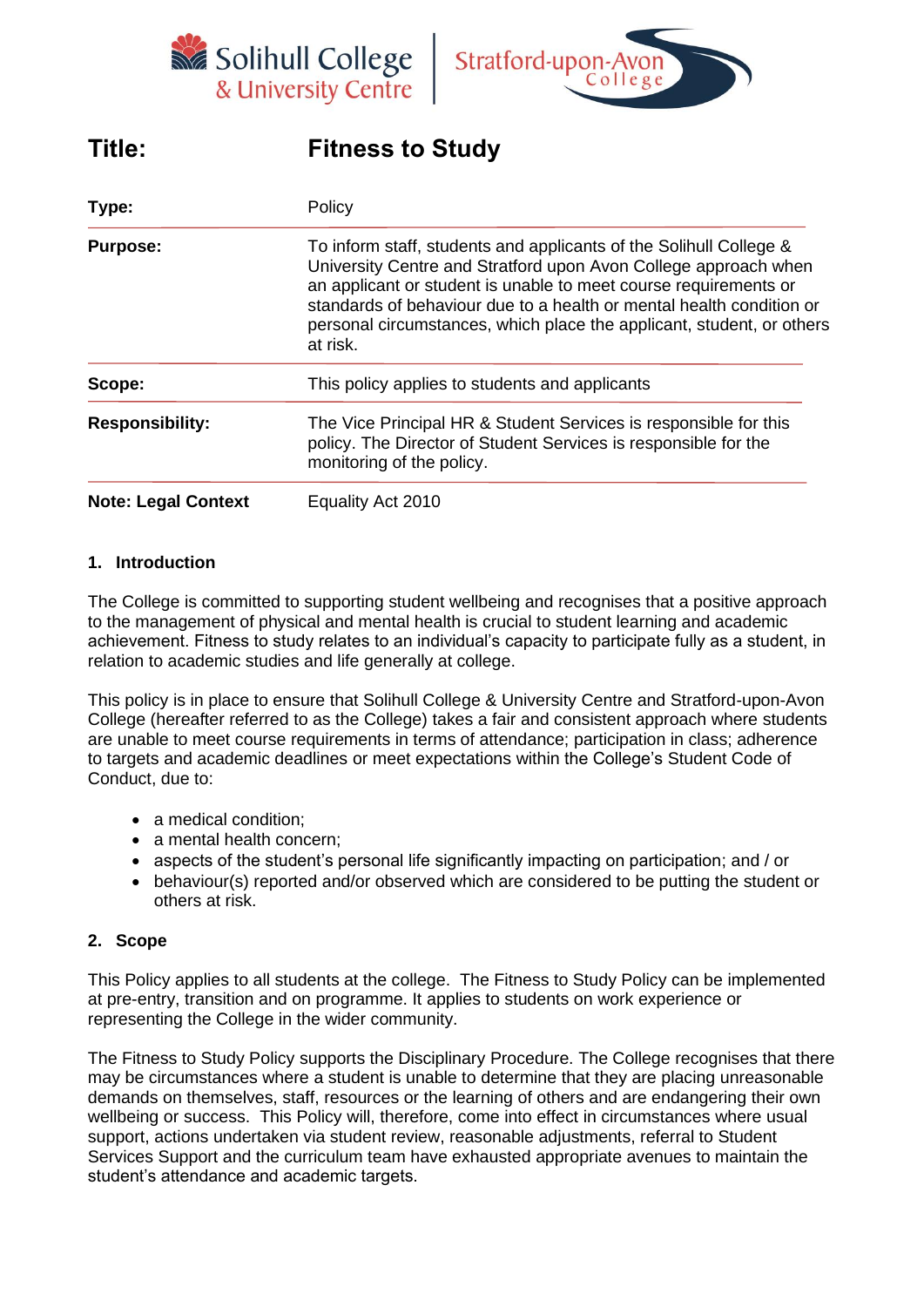**Title:** **Fitness to Study**

| | |
|---|---|
| **Type:** | Policy |
| **Purpose:** | To inform staff, students and applicants of the Solihull College & University Centre and Stratford upon Avon College approach when an applicant or student is unable to meet course requirements or standards of behaviour due to a health or mental health condition or personal circumstances, which place the applicant, student, or others at risk. |
| **Scope:** | This policy applies to students and applicants |
| **Responsibility:** | The Vice Principal HR & Student Services is responsible for this policy. The Director of Student Services is responsible for the monitoring of the policy. |
| **Note: Legal Context** | Equality Act 2010 |

## 1. Introduction

The College is committed to supporting student wellbeing and recognises that a positive approach to the management of physical and mental health is crucial to student learning and academic achievement. Fitness to study relates to an individual's capacity to participate fully as a student, in relation to academic studies and life generally at college.

This policy is in place to ensure that Solihull College & University Centre and Stratford-upon-Avon College (hereafter referred to as the College) takes a fair and consistent approach where students are unable to meet course requirements in terms of attendance; participation in class; adherence to targets and academic deadlines or meet expectations within the College's Student Code of Conduct, due to:

- a medical condition;
- a mental health concern;
- aspects of the student's personal life significantly impacting on participation; and / or
- behaviour(s) reported and/or observed which are considered to be putting the student or others at risk.

## 2. Scope

This Policy applies to all students at the college. The Fitness to Study Policy can be implemented at pre-entry, transition and on programme. It applies to students on work experience or representing the College in the wider community.

The Fitness to Study Policy supports the Disciplinary Procedure. The College recognises that there may be circumstances where a student is unable to determine that they are placing unreasonable demands on themselves, staff, resources or the learning of others and are endangering their own wellbeing or success. This Policy will, therefore, come into effect in circumstances where usual support, actions undertaken via student review, reasonable adjustments, referral to Student Services Support and the curriculum team have exhausted appropriate avenues to maintain the student's attendance and academic targets.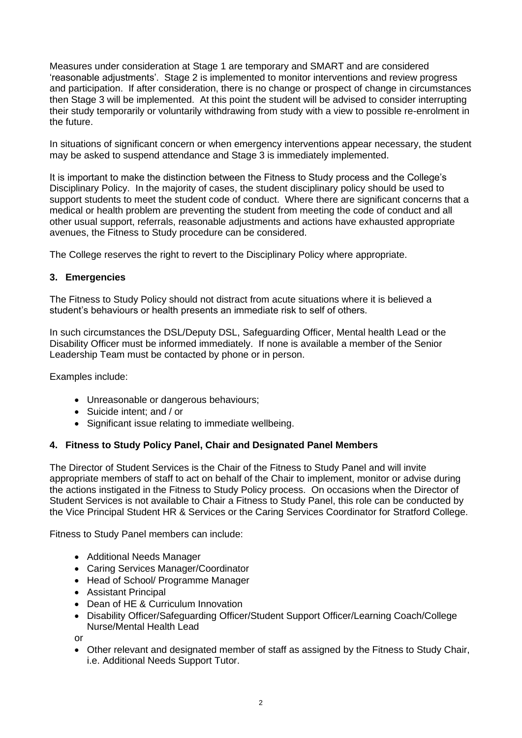Measures under consideration at Stage 1 are temporary and SMART and are considered 'reasonable adjustments'. Stage 2 is implemented to monitor interventions and review progress and participation. If after consideration, there is no change or prospect of change in circumstances then Stage 3 will be implemented. At this point the student will be advised to consider interrupting their study temporarily or voluntarily withdrawing from study with a view to possible re-enrolment in the future.

In situations of significant concern or when emergency interventions appear necessary, the student may be asked to suspend attendance and Stage 3 is immediately implemented.

It is important to make the distinction between the Fitness to Study process and the College's Disciplinary Policy. In the majority of cases, the student disciplinary policy should be used to support students to meet the student code of conduct. Where there are significant concerns that a medical or health problem are preventing the student from meeting the code of conduct and all other usual support, referrals, reasonable adjustments and actions have exhausted appropriate avenues, the Fitness to Study procedure can be considered.

The College reserves the right to revert to the Disciplinary Policy where appropriate.

## 3. Emergencies

The Fitness to Study Policy should not distract from acute situations where it is believed a student's behaviours or health presents an immediate risk to self of others.

In such circumstances the DSL/Deputy DSL, Safeguarding Officer, Mental health Lead or the Disability Officer must be informed immediately. If none is available a member of the Senior Leadership Team must be contacted by phone or in person.

Examples include:

- Unreasonable or dangerous behaviours;
- Suicide intent; and / or
- Significant issue relating to immediate wellbeing.

## 4. Fitness to Study Policy Panel, Chair and Designated Panel Members

The Director of Student Services is the Chair of the Fitness to Study Panel and will invite appropriate members of staff to act on behalf of the Chair to implement, monitor or advise during the actions instigated in the Fitness to Study Policy process. On occasions when the Director of Student Services is not available to Chair a Fitness to Study Panel, this role can be conducted by the Vice Principal Student HR & Services or the Caring Services Coordinator for Stratford College.

Fitness to Study Panel members can include:

- Additional Needs Manager
- Caring Services Manager/Coordinator
- Head of School/ Programme Manager
- Assistant Principal
- Dean of HE & Curriculum Innovation
- Disability Officer/Safeguarding Officer/Student Support Officer/Learning Coach/College Nurse/Mental Health Lead

or

- Other relevant and designated member of staff as assigned by the Fitness to Study Chair, i.e. Additional Needs Support Tutor.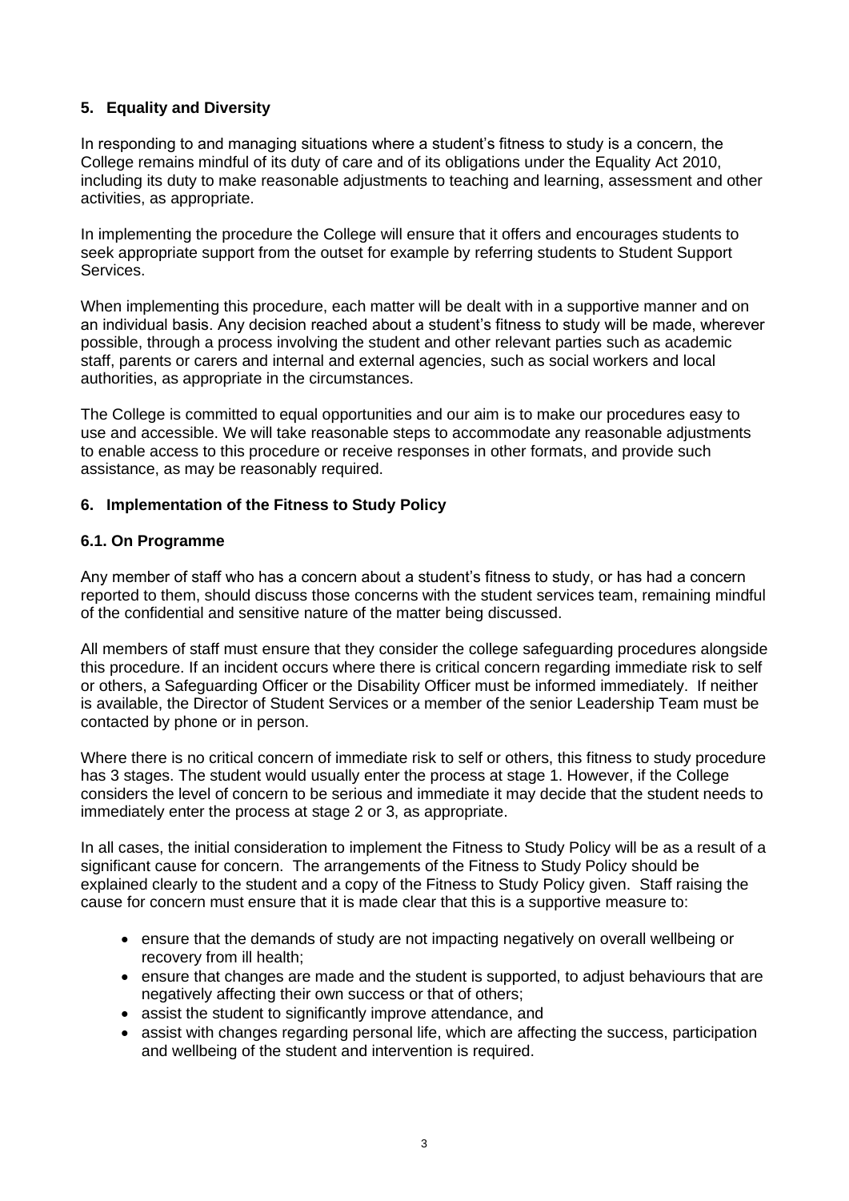## 5. Equality and Diversity

In responding to and managing situations where a student's fitness to study is a concern, the College remains mindful of its duty of care and of its obligations under the Equality Act 2010, including its duty to make reasonable adjustments to teaching and learning, assessment and other activities, as appropriate.

In implementing the procedure the College will ensure that it offers and encourages students to seek appropriate support from the outset for example by referring students to Student Support Services.

When implementing this procedure, each matter will be dealt with in a supportive manner and on an individual basis. Any decision reached about a student's fitness to study will be made, wherever possible, through a process involving the student and other relevant parties such as academic staff, parents or carers and internal and external agencies, such as social workers and local authorities, as appropriate in the circumstances.

The College is committed to equal opportunities and our aim is to make our procedures easy to use and accessible. We will take reasonable steps to accommodate any reasonable adjustments to enable access to this procedure or receive responses in other formats, and provide such assistance, as may be reasonably required.

## 6. Implementation of the Fitness to Study Policy

### 6.1. On Programme

Any member of staff who has a concern about a student's fitness to study, or has had a concern reported to them, should discuss those concerns with the student services team, remaining mindful of the confidential and sensitive nature of the matter being discussed.

All members of staff must ensure that they consider the college safeguarding procedures alongside this procedure. If an incident occurs where there is critical concern regarding immediate risk to self or others, a Safeguarding Officer or the Disability Officer must be informed immediately. If neither is available, the Director of Student Services or a member of the senior Leadership Team must be contacted by phone or in person.

Where there is no critical concern of immediate risk to self or others, this fitness to study procedure has 3 stages. The student would usually enter the process at stage 1. However, if the College considers the level of concern to be serious and immediate it may decide that the student needs to immediately enter the process at stage 2 or 3, as appropriate.

In all cases, the initial consideration to implement the Fitness to Study Policy will be as a result of a significant cause for concern. The arrangements of the Fitness to Study Policy should be explained clearly to the student and a copy of the Fitness to Study Policy given. Staff raising the cause for concern must ensure that it is made clear that this is a supportive measure to:

- ensure that the demands of study are not impacting negatively on overall wellbeing or recovery from ill health;
- ensure that changes are made and the student is supported, to adjust behaviours that are negatively affecting their own success or that of others;
- assist the student to significantly improve attendance, and
- assist with changes regarding personal life, which are affecting the success, participation and wellbeing of the student and intervention is required.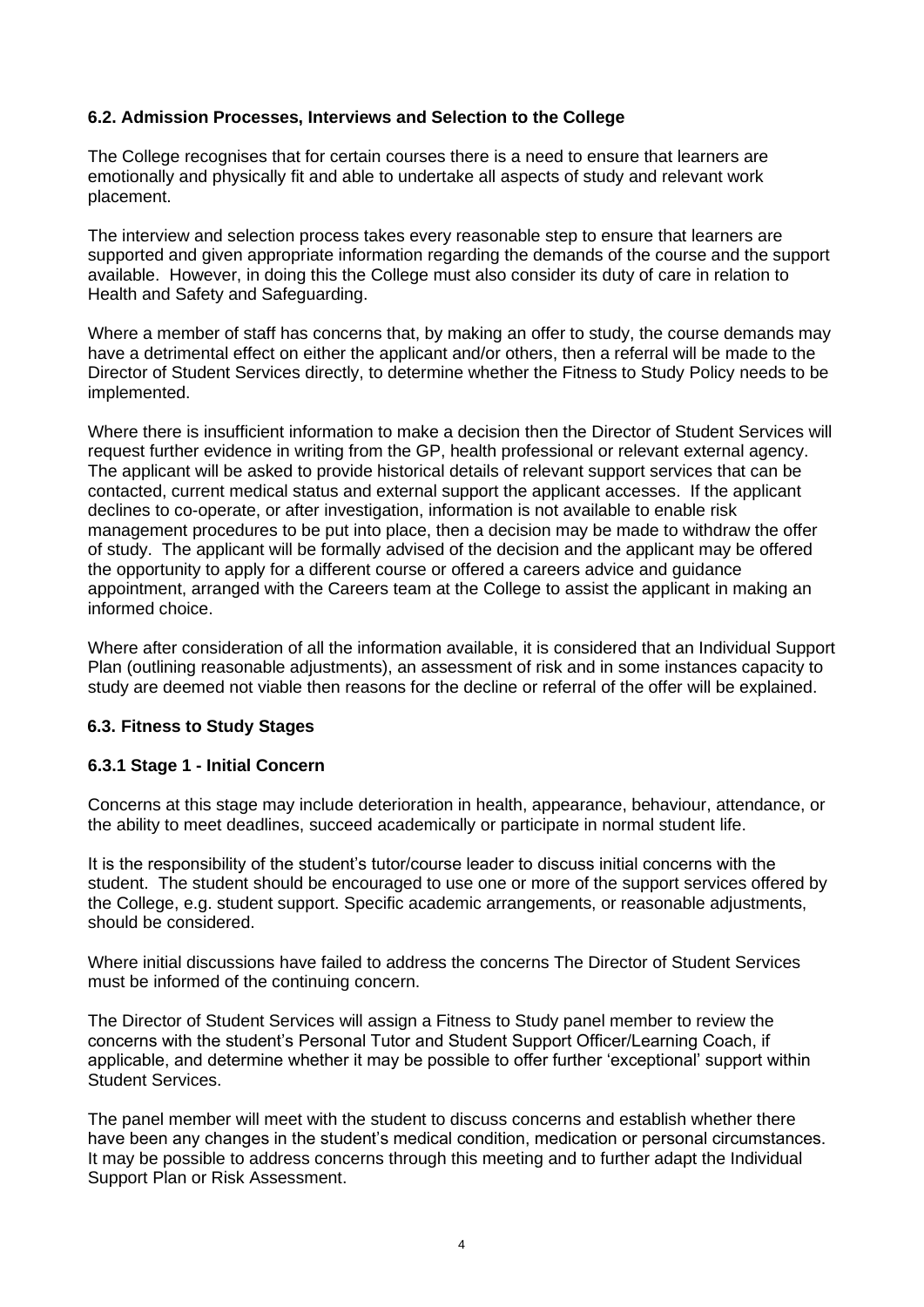### 6.2. Admission Processes, Interviews and Selection to the College

The College recognises that for certain courses there is a need to ensure that learners are emotionally and physically fit and able to undertake all aspects of study and relevant work placement.

The interview and selection process takes every reasonable step to ensure that learners are supported and given appropriate information regarding the demands of the course and the support available. However, in doing this the College must also consider its duty of care in relation to Health and Safety and Safeguarding.

Where a member of staff has concerns that, by making an offer to study, the course demands may have a detrimental effect on either the applicant and/or others, then a referral will be made to the Director of Student Services directly, to determine whether the Fitness to Study Policy needs to be implemented.

Where there is insufficient information to make a decision then the Director of Student Services will request further evidence in writing from the GP, health professional or relevant external agency. The applicant will be asked to provide historical details of relevant support services that can be contacted, current medical status and external support the applicant accesses. If the applicant declines to co-operate, or after investigation, information is not available to enable risk management procedures to be put into place, then a decision may be made to withdraw the offer of study. The applicant will be formally advised of the decision and the applicant may be offered the opportunity to apply for a different course or offered a careers advice and guidance appointment, arranged with the Careers team at the College to assist the applicant in making an informed choice.

Where after consideration of all the information available, it is considered that an Individual Support Plan (outlining reasonable adjustments), an assessment of risk and in some instances capacity to study are deemed not viable then reasons for the decline or referral of the offer will be explained.

### 6.3. Fitness to Study Stages

#### 6.3.1 Stage 1 - Initial Concern

Concerns at this stage may include deterioration in health, appearance, behaviour, attendance, or the ability to meet deadlines, succeed academically or participate in normal student life.

It is the responsibility of the student's tutor/course leader to discuss initial concerns with the student. The student should be encouraged to use one or more of the support services offered by the College, e.g. student support. Specific academic arrangements, or reasonable adjustments, should be considered.

Where initial discussions have failed to address the concerns The Director of Student Services must be informed of the continuing concern.

The Director of Student Services will assign a Fitness to Study panel member to review the concerns with the student's Personal Tutor and Student Support Officer/Learning Coach, if applicable, and determine whether it may be possible to offer further 'exceptional' support within Student Services.

The panel member will meet with the student to discuss concerns and establish whether there have been any changes in the student's medical condition, medication or personal circumstances. It may be possible to address concerns through this meeting and to further adapt the Individual Support Plan or Risk Assessment.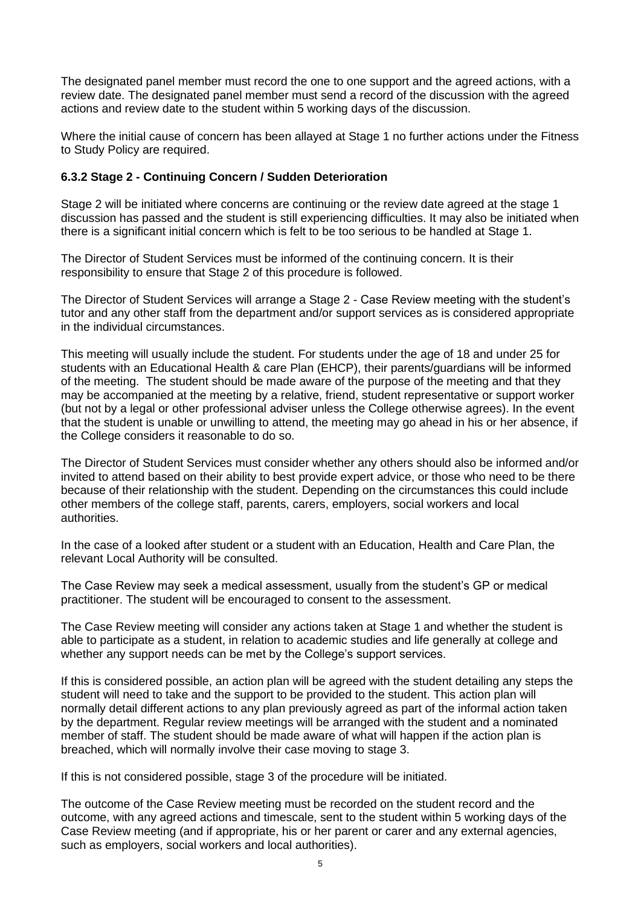The designated panel member must record the one to one support and the agreed actions, with a review date. The designated panel member must send a record of the discussion with the agreed actions and review date to the student within 5 working days of the discussion.

Where the initial cause of concern has been allayed at Stage 1 no further actions under the Fitness to Study Policy are required.

### 6.3.2 Stage 2 - Continuing Concern / Sudden Deterioration

Stage 2 will be initiated where concerns are continuing or the review date agreed at the stage 1 discussion has passed and the student is still experiencing difficulties. It may also be initiated when there is a significant initial concern which is felt to be too serious to be handled at Stage 1.

The Director of Student Services must be informed of the continuing concern. It is their responsibility to ensure that Stage 2 of this procedure is followed.

The Director of Student Services will arrange a Stage 2 - Case Review meeting with the student's tutor and any other staff from the department and/or support services as is considered appropriate in the individual circumstances.

This meeting will usually include the student. For students under the age of 18 and under 25 for students with an Educational Health & care Plan (EHCP), their parents/guardians will be informed of the meeting. The student should be made aware of the purpose of the meeting and that they may be accompanied at the meeting by a relative, friend, student representative or support worker (but not by a legal or other professional adviser unless the College otherwise agrees). In the event that the student is unable or unwilling to attend, the meeting may go ahead in his or her absence, if the College considers it reasonable to do so.

The Director of Student Services must consider whether any others should also be informed and/or invited to attend based on their ability to best provide expert advice, or those who need to be there because of their relationship with the student. Depending on the circumstances this could include other members of the college staff, parents, carers, employers, social workers and local authorities.

In the case of a looked after student or a student with an Education, Health and Care Plan, the relevant Local Authority will be consulted.

The Case Review may seek a medical assessment, usually from the student's GP or medical practitioner. The student will be encouraged to consent to the assessment.

The Case Review meeting will consider any actions taken at Stage 1 and whether the student is able to participate as a student, in relation to academic studies and life generally at college and whether any support needs can be met by the College's support services.

If this is considered possible, an action plan will be agreed with the student detailing any steps the student will need to take and the support to be provided to the student. This action plan will normally detail different actions to any plan previously agreed as part of the informal action taken by the department. Regular review meetings will be arranged with the student and a nominated member of staff. The student should be made aware of what will happen if the action plan is breached, which will normally involve their case moving to stage 3.

If this is not considered possible, stage 3 of the procedure will be initiated.

The outcome of the Case Review meeting must be recorded on the student record and the outcome, with any agreed actions and timescale, sent to the student within 5 working days of the Case Review meeting (and if appropriate, his or her parent or carer and any external agencies, such as employers, social workers and local authorities).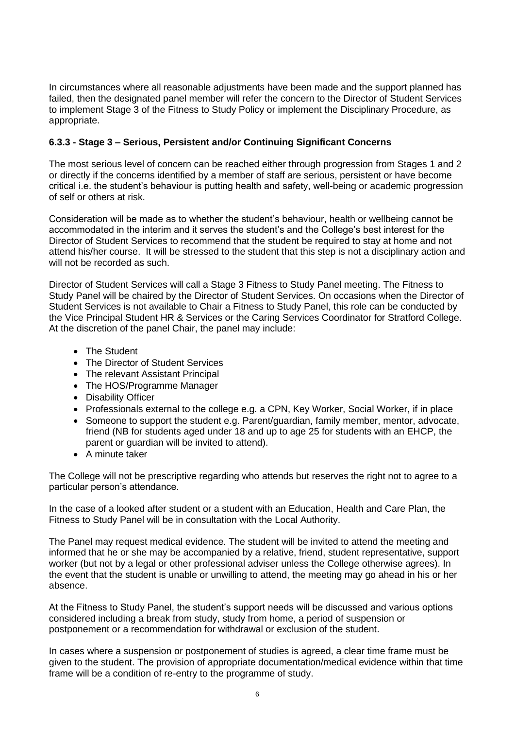In circumstances where all reasonable adjustments have been made and the support planned has failed, then the designated panel member will refer the concern to the Director of Student Services to implement Stage 3 of the Fitness to Study Policy or implement the Disciplinary Procedure, as appropriate.

#### 6.3.3 - Stage 3 – Serious, Persistent and/or Continuing Significant Concerns

The most serious level of concern can be reached either through progression from Stages 1 and 2 or directly if the concerns identified by a member of staff are serious, persistent or have become critical i.e. the student's behaviour is putting health and safety, well-being or academic progression of self or others at risk.

Consideration will be made as to whether the student's behaviour, health or wellbeing cannot be accommodated in the interim and it serves the student's and the College's best interest for the Director of Student Services to recommend that the student be required to stay at home and not attend his/her course. It will be stressed to the student that this step is not a disciplinary action and will not be recorded as such.

Director of Student Services will call a Stage 3 Fitness to Study Panel meeting. The Fitness to Study Panel will be chaired by the Director of Student Services. On occasions when the Director of Student Services is not available to Chair a Fitness to Study Panel, this role can be conducted by the Vice Principal Student HR & Services or the Caring Services Coordinator for Stratford College. At the discretion of the panel Chair, the panel may include:

- The Student
- The Director of Student Services
- The relevant Assistant Principal
- The HOS/Programme Manager
- Disability Officer
- Professionals external to the college e.g. a CPN, Key Worker, Social Worker, if in place
- Someone to support the student e.g. Parent/guardian, family member, mentor, advocate, friend (NB for students aged under 18 and up to age 25 for students with an EHCP, the parent or guardian will be invited to attend).
- A minute taker

The College will not be prescriptive regarding who attends but reserves the right not to agree to a particular person's attendance.

In the case of a looked after student or a student with an Education, Health and Care Plan, the Fitness to Study Panel will be in consultation with the Local Authority.

The Panel may request medical evidence. The student will be invited to attend the meeting and informed that he or she may be accompanied by a relative, friend, student representative, support worker (but not by a legal or other professional adviser unless the College otherwise agrees). In the event that the student is unable or unwilling to attend, the meeting may go ahead in his or her absence.

At the Fitness to Study Panel, the student's support needs will be discussed and various options considered including a break from study, study from home, a period of suspension or postponement or a recommendation for withdrawal or exclusion of the student.

In cases where a suspension or postponement of studies is agreed, a clear time frame must be given to the student. The provision of appropriate documentation/medical evidence within that time frame will be a condition of re-entry to the programme of study.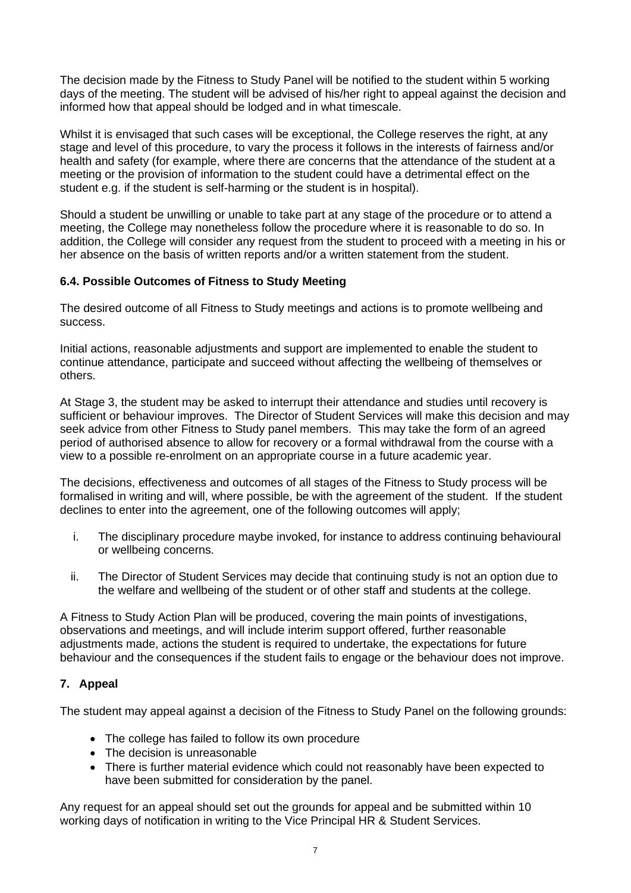The decision made by the Fitness to Study Panel will be notified to the student within 5 working days of the meeting. The student will be advised of his/her right to appeal against the decision and informed how that appeal should be lodged and in what timescale.

Whilst it is envisaged that such cases will be exceptional, the College reserves the right, at any stage and level of this procedure, to vary the process it follows in the interests of fairness and/or health and safety (for example, where there are concerns that the attendance of the student at a meeting or the provision of information to the student could have a detrimental effect on the student e.g. if the student is self-harming or the student is in hospital).

Should a student be unwilling or unable to take part at any stage of the procedure or to attend a meeting, the College may nonetheless follow the procedure where it is reasonable to do so. In addition, the College will consider any request from the student to proceed with a meeting in his or her absence on the basis of written reports and/or a written statement from the student.

### 6.4. Possible Outcomes of Fitness to Study Meeting

The desired outcome of all Fitness to Study meetings and actions is to promote wellbeing and success.

Initial actions, reasonable adjustments and support are implemented to enable the student to continue attendance, participate and succeed without affecting the wellbeing of themselves or others.

At Stage 3, the student may be asked to interrupt their attendance and studies until recovery is sufficient or behaviour improves. The Director of Student Services will make this decision and may seek advice from other Fitness to Study panel members. This may take the form of an agreed period of authorised absence to allow for recovery or a formal withdrawal from the course with a view to a possible re-enrolment on an appropriate course in a future academic year.

The decisions, effectiveness and outcomes of all stages of the Fitness to Study process will be formalised in writing and will, where possible, be with the agreement of the student. If the student declines to enter into the agreement, one of the following outcomes will apply;

i. The disciplinary procedure maybe invoked, for instance to address continuing behavioural or wellbeing concerns.

ii. The Director of Student Services may decide that continuing study is not an option due to the welfare and wellbeing of the student or of other staff and students at the college.

A Fitness to Study Action Plan will be produced, covering the main points of investigations, observations and meetings, and will include interim support offered, further reasonable adjustments made, actions the student is required to undertake, the expectations for future behaviour and the consequences if the student fails to engage or the behaviour does not improve.

## 7. Appeal

The student may appeal against a decision of the Fitness to Study Panel on the following grounds:

- The college has failed to follow its own procedure
- The decision is unreasonable
- There is further material evidence which could not reasonably have been expected to have been submitted for consideration by the panel.

Any request for an appeal should set out the grounds for appeal and be submitted within 10 working days of notification in writing to the Vice Principal HR & Student Services.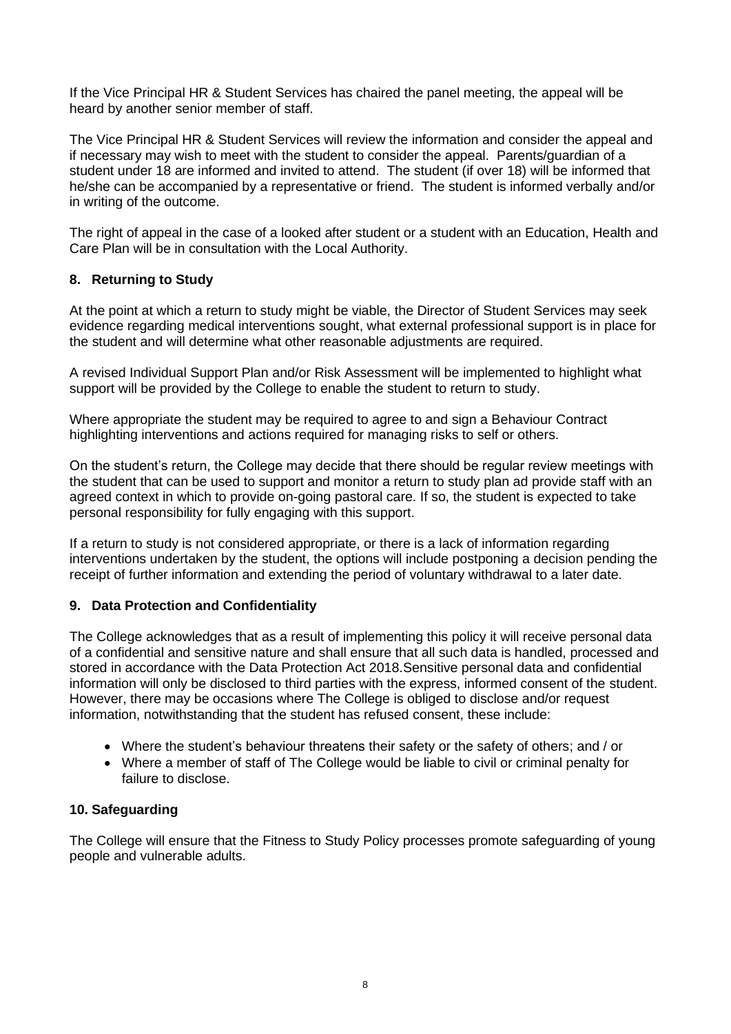If the Vice Principal HR & Student Services has chaired the panel meeting, the appeal will be heard by another senior member of staff.

The Vice Principal HR & Student Services will review the information and consider the appeal and if necessary may wish to meet with the student to consider the appeal. Parents/guardian of a student under 18 are informed and invited to attend. The student (if over 18) will be informed that he/she can be accompanied by a representative or friend. The student is informed verbally and/or in writing of the outcome.

The right of appeal in the case of a looked after student or a student with an Education, Health and Care Plan will be in consultation with the Local Authority.

## 8. Returning to Study

At the point at which a return to study might be viable, the Director of Student Services may seek evidence regarding medical interventions sought, what external professional support is in place for the student and will determine what other reasonable adjustments are required.

A revised Individual Support Plan and/or Risk Assessment will be implemented to highlight what support will be provided by the College to enable the student to return to study.

Where appropriate the student may be required to agree to and sign a Behaviour Contract highlighting interventions and actions required for managing risks to self or others.

On the student's return, the College may decide that there should be regular review meetings with the student that can be used to support and monitor a return to study plan ad provide staff with an agreed context in which to provide on-going pastoral care. If so, the student is expected to take personal responsibility for fully engaging with this support.

If a return to study is not considered appropriate, or there is a lack of information regarding interventions undertaken by the student, the options will include postponing a decision pending the receipt of further information and extending the period of voluntary withdrawal to a later date.

## 9. Data Protection and Confidentiality

The College acknowledges that as a result of implementing this policy it will receive personal data of a confidential and sensitive nature and shall ensure that all such data is handled, processed and stored in accordance with the Data Protection Act 2018.Sensitive personal data and confidential information will only be disclosed to third parties with the express, informed consent of the student. However, there may be occasions where The College is obliged to disclose and/or request information, notwithstanding that the student has refused consent, these include:

- Where the student's behaviour threatens their safety or the safety of others; and / or
- Where a member of staff of The College would be liable to civil or criminal penalty for failure to disclose.

## 10. Safeguarding

The College will ensure that the Fitness to Study Policy processes promote safeguarding of young people and vulnerable adults.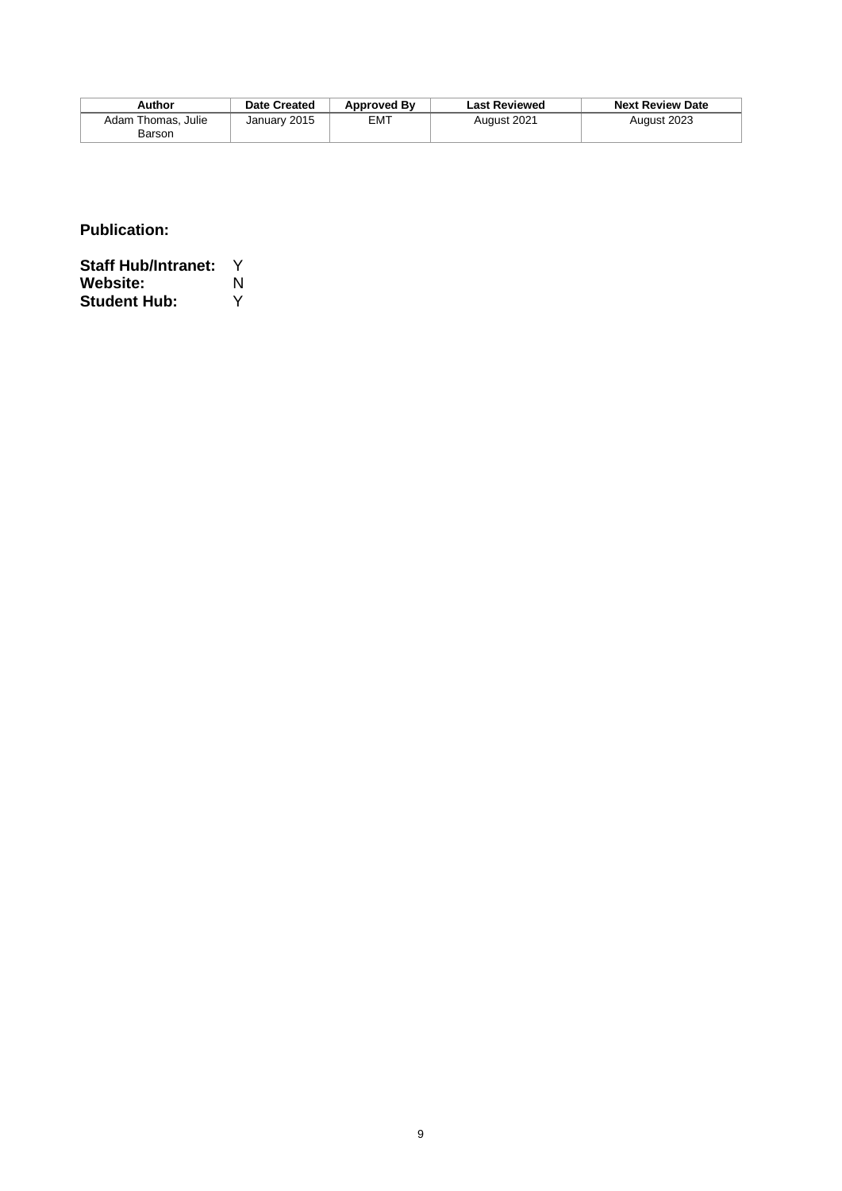| Author | Date Created | Approved By | Last Reviewed | Next Review Date |
| --- | --- | --- | --- | --- |
| Adam Thomas, Julie Barson | January 2015 | EMT | August 2021 | August 2023 |

**Publication:**

**Staff Hub/Intranet:** Y
**Website:** N
**Student Hub:** Y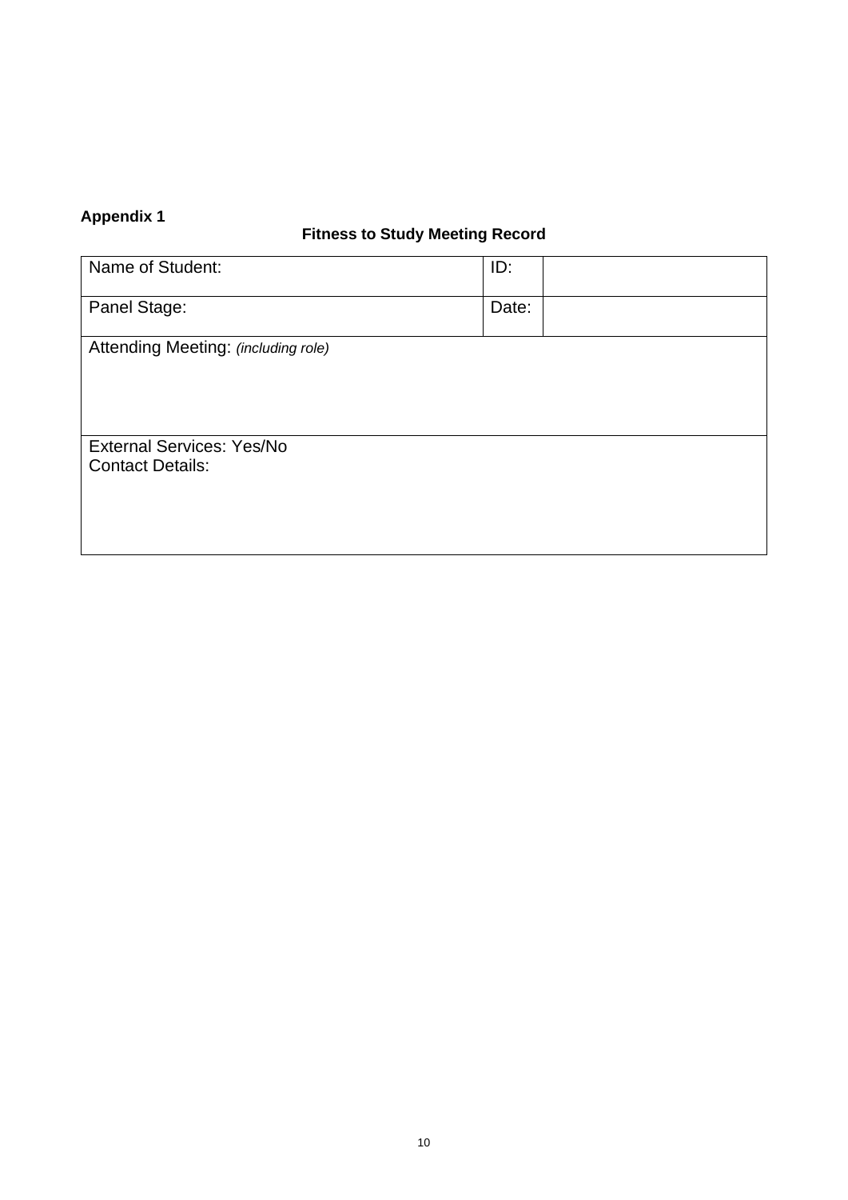**Appendix 1**

**Fitness to Study Meeting Record**

| Name of Student: | ID: | |
|---|---|---|
| Panel Stage: | Date: | |
| Attending Meeting: *(including role)* | | |
| External Services: Yes/No<br>Contact Details: | | |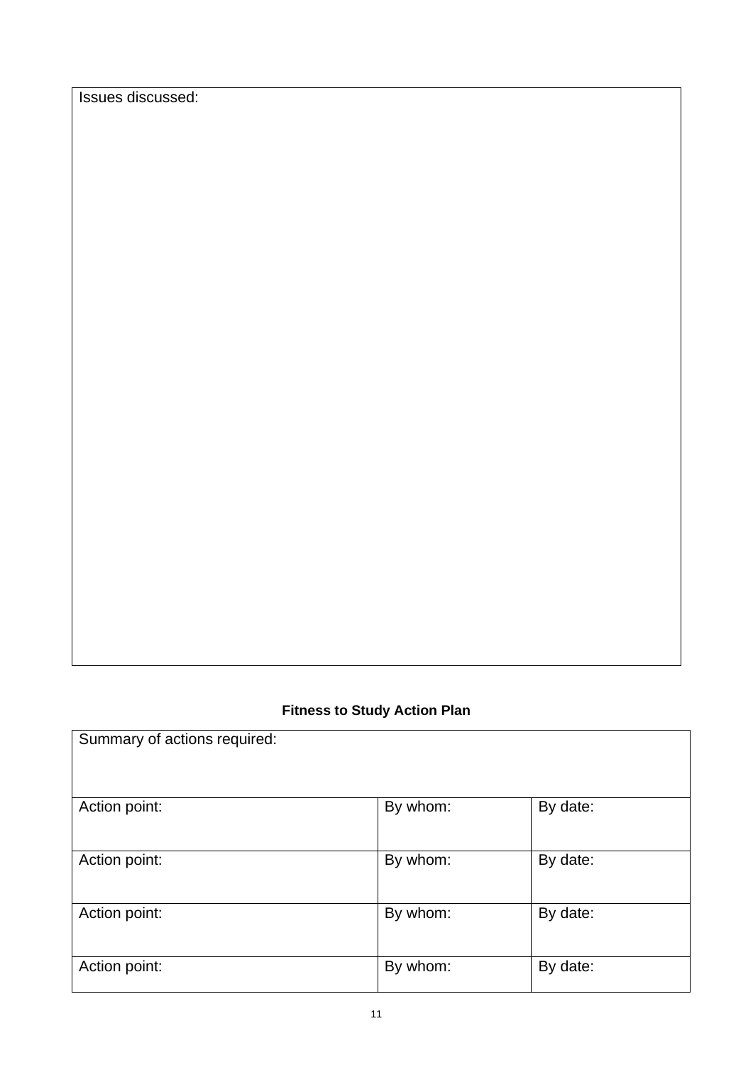| Issues discussed: |
| --- |
| |

**Fitness to Study Action Plan**

| Summary of actions required: | | |
| --- | --- | --- |
| Action point: | By whom: | By date: |
| Action point: | By whom: | By date: |
| Action point: | By whom: | By date: |
| Action point: | By whom: | By date: |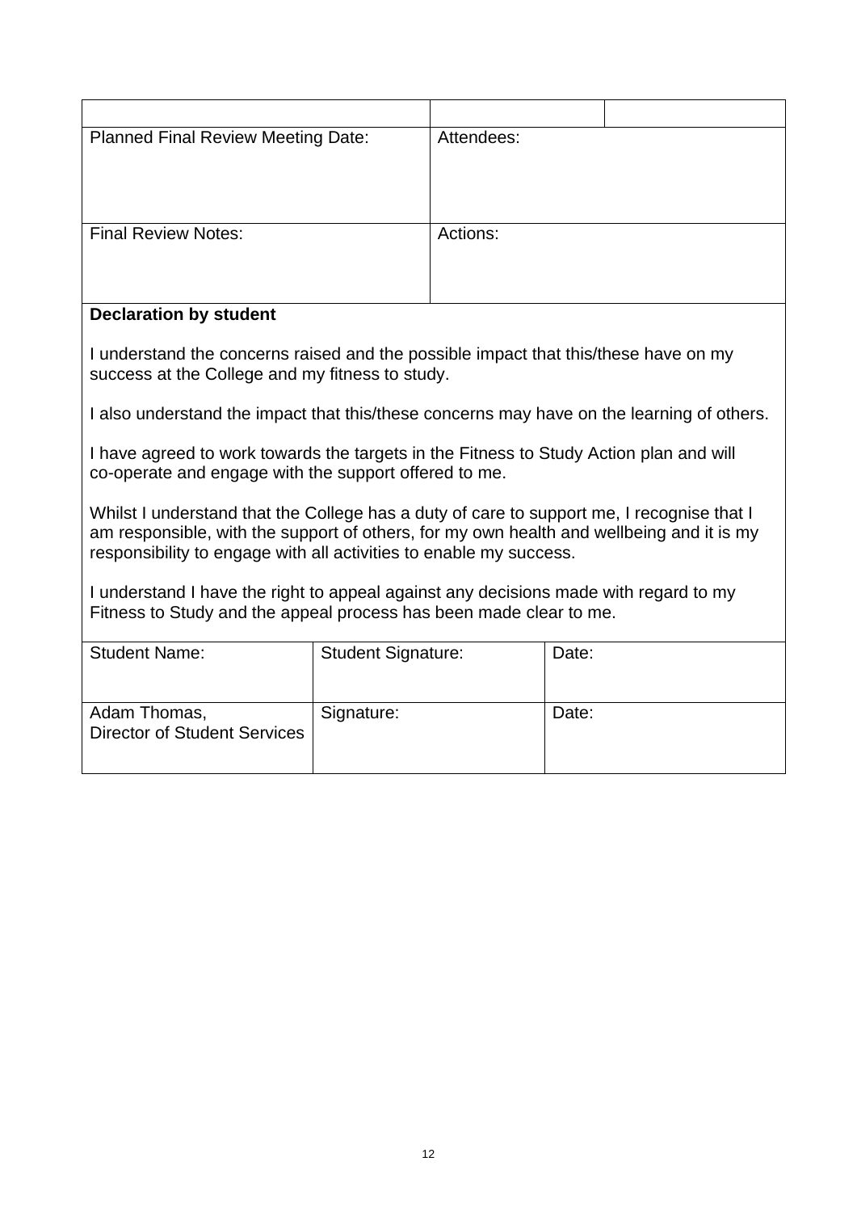| | | |
|---|---|---|
| | | |
| Planned Final Review Meeting Date: | Attendees: | |
| Final Review Notes: | Actions: | |

**Declaration by student**

I understand the concerns raised and the possible impact that this/these have on my success at the College and my fitness to study.

I also understand the impact that this/these concerns may have on the learning of others.

I have agreed to work towards the targets in the Fitness to Study Action plan and will co-operate and engage with the support offered to me.

Whilst I understand that the College has a duty of care to support me, I recognise that I am responsible, with the support of others, for my own health and wellbeing and it is my responsibility to engage with all activities to enable my success.

I understand I have the right to appeal against any decisions made with regard to my Fitness to Study and the appeal process has been made clear to me.

| | | |
|---|---|---|
| Student Name: | Student Signature: | Date: |
| Adam Thomas, Director of Student Services | Signature: | Date: |